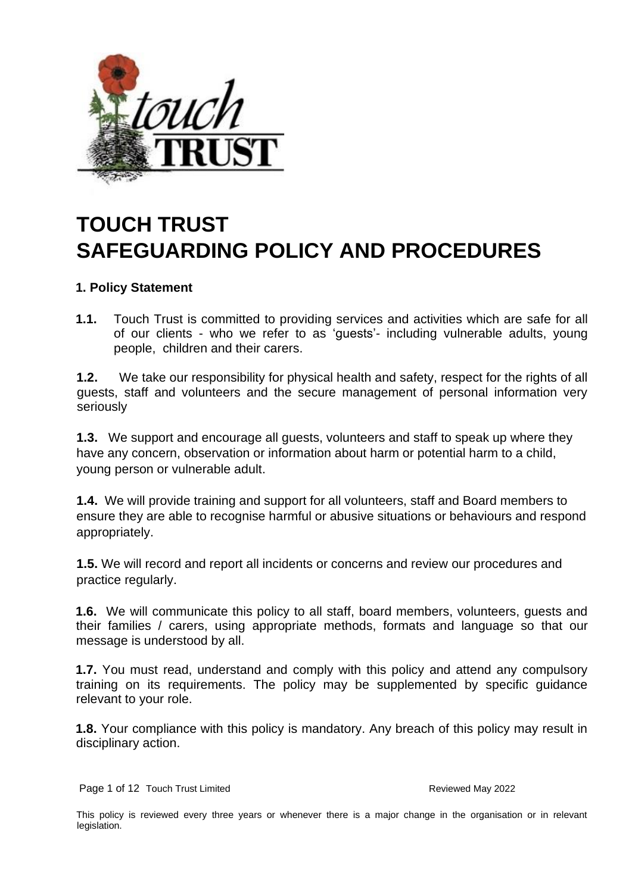# TOUCH TRUST
# SAFEGUARDING POLICY AND PROCEDURES

## 1. Policy Statement

**1.1.** Touch Trust is committed to providing services and activities which are safe for all of our clients - who we refer to as 'guests'- including vulnerable adults, young people, children and their carers.

**1.2.** We take our responsibility for physical health and safety, respect for the rights of all guests, staff and volunteers and the secure management of personal information very seriously

**1.3.** We support and encourage all guests, volunteers and staff to speak up where they have any concern, observation or information about harm or potential harm to a child, young person or vulnerable adult.

**1.4.** We will provide training and support for all volunteers, staff and Board members to ensure they are able to recognise harmful or abusive situations or behaviours and respond appropriately.

**1.5.** We will record and report all incidents or concerns and review our procedures and practice regularly.

**1.6.** We will communicate this policy to all staff, board members, volunteers, guests and their families / carers, using appropriate methods, formats and language so that our message is understood by all.

**1.7.** You must read, understand and comply with this policy and attend any compulsory training on its requirements. The policy may be supplemented by specific guidance relevant to your role.

**1.8.** Your compliance with this policy is mandatory. Any breach of this policy may result in disciplinary action.

This policy is reviewed every three years or whenever there is a major change in the organisation or in relevant legislation.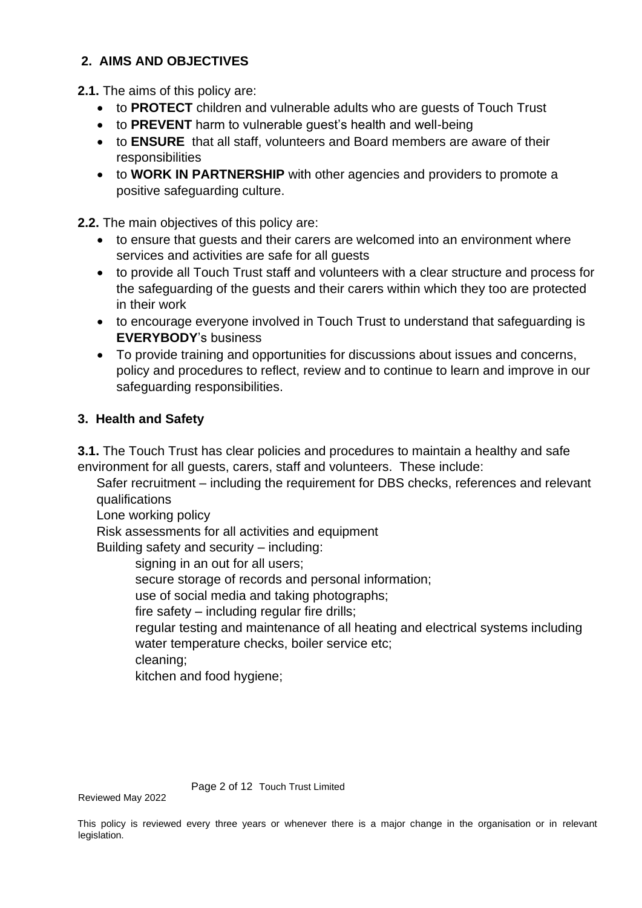## 2. AIMS AND OBJECTIVES

**2.1.** The aims of this policy are:

- to **PROTECT** children and vulnerable adults who are guests of Touch Trust
- to **PREVENT** harm to vulnerable guest's health and well-being
- to **ENSURE** that all staff, volunteers and Board members are aware of their responsibilities
- to **WORK IN PARTNERSHIP** with other agencies and providers to promote a positive safeguarding culture.

**2.2.** The main objectives of this policy are:

- to ensure that guests and their carers are welcomed into an environment where services and activities are safe for all guests
- to provide all Touch Trust staff and volunteers with a clear structure and process for the safeguarding of the guests and their carers within which they too are protected in their work
- to encourage everyone involved in Touch Trust to understand that safeguarding is **EVERYBODY**'s business
- To provide training and opportunities for discussions about issues and concerns, policy and procedures to reflect, review and to continue to learn and improve in our safeguarding responsibilities.

## 3. Health and Safety

**3.1.** The Touch Trust has clear policies and procedures to maintain a healthy and safe environment for all guests, carers, staff and volunteers. These include:

Safer recruitment – including the requirement for DBS checks, references and relevant qualifications

Lone working policy

Risk assessments for all activities and equipment

Building safety and security – including:

signing in an out for all users;

secure storage of records and personal information;

use of social media and taking photographs;

fire safety – including regular fire drills;

regular testing and maintenance of all heating and electrical systems including water temperature checks, boiler service etc;

cleaning;

kitchen and food hygiene;

Reviewed May 2022

This policy is reviewed every three years or whenever there is a major change in the organisation or in relevant legislation.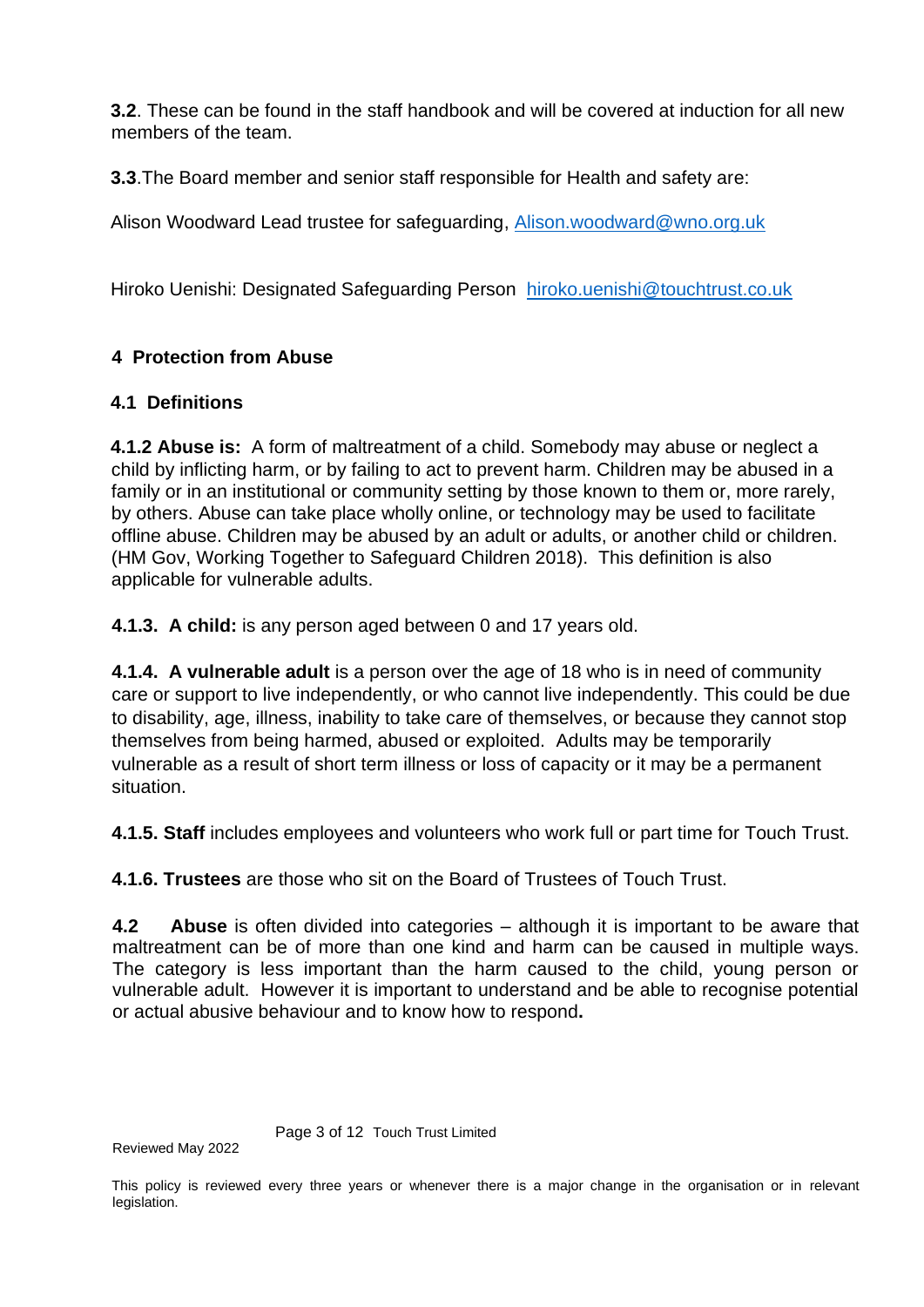**3.2**. These can be found in the staff handbook and will be covered at induction for all new members of the team.

**3.3**.The Board member and senior staff responsible for Health and safety are:

Alison Woodward Lead trustee for safeguarding, Alison.woodward@wno.org.uk

Hiroko Uenishi: Designated Safeguarding Person hiroko.uenishi@touchtrust.co.uk

## 4 Protection from Abuse

### 4.1 Definitions

**4.1.2 Abuse is:** A form of maltreatment of a child. Somebody may abuse or neglect a child by inflicting harm, or by failing to act to prevent harm. Children may be abused in a family or in an institutional or community setting by those known to them or, more rarely, by others. Abuse can take place wholly online, or technology may be used to facilitate offline abuse. Children may be abused by an adult or adults, or another child or children. (HM Gov, Working Together to Safeguard Children 2018). This definition is also applicable for vulnerable adults.

**4.1.3. A child:** is any person aged between 0 and 17 years old.

**4.1.4. A vulnerable adult** is a person over the age of 18 who is in need of community care or support to live independently, or who cannot live independently. This could be due to disability, age, illness, inability to take care of themselves, or because they cannot stop themselves from being harmed, abused or exploited. Adults may be temporarily vulnerable as a result of short term illness or loss of capacity or it may be a permanent situation.

**4.1.5. Staff** includes employees and volunteers who work full or part time for Touch Trust.

**4.1.6. Trustees** are those who sit on the Board of Trustees of Touch Trust.

**4.2 Abuse** is often divided into categories – although it is important to be aware that maltreatment can be of more than one kind and harm can be caused in multiple ways. The category is less important than the harm caused to the child, young person or vulnerable adult. However it is important to understand and be able to recognise potential or actual abusive behaviour and to know how to respond**.**

Reviewed May 2022

This policy is reviewed every three years or whenever there is a major change in the organisation or in relevant legislation.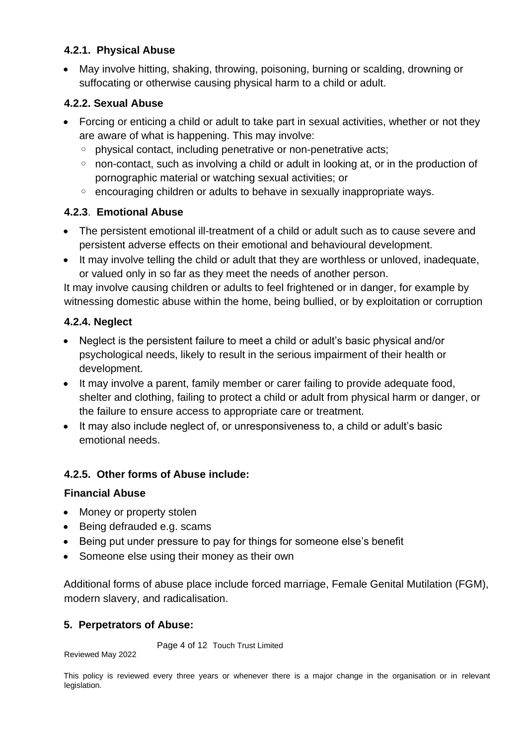### 4.2.1. Physical Abuse

- May involve hitting, shaking, throwing, poisoning, burning or scalding, drowning or suffocating or otherwise causing physical harm to a child or adult.

### 4.2.2. Sexual Abuse

- Forcing or enticing a child or adult to take part in sexual activities, whether or not they are aware of what is happening. This may involve:
  - physical contact, including penetrative or non-penetrative acts;
  - non-contact, such as involving a child or adult in looking at, or in the production of pornographic material or watching sexual activities; or
  - encouraging children or adults to behave in sexually inappropriate ways.

### 4.2.3. Emotional Abuse

- The persistent emotional ill-treatment of a child or adult such as to cause severe and persistent adverse effects on their emotional and behavioural development.
- It may involve telling the child or adult that they are worthless or unloved, inadequate, or valued only in so far as they meet the needs of another person.

It may involve causing children or adults to feel frightened or in danger, for example by witnessing domestic abuse within the home, being bullied, or by exploitation or corruption

### 4.2.4. Neglect

- Neglect is the persistent failure to meet a child or adult's basic physical and/or psychological needs, likely to result in the serious impairment of their health or development.
- It may involve a parent, family member or carer failing to provide adequate food, shelter and clothing, failing to protect a child or adult from physical harm or danger, or the failure to ensure access to appropriate care or treatment.
- It may also include neglect of, or unresponsiveness to, a child or adult's basic emotional needs.

### 4.2.5. Other forms of Abuse include:

**Financial Abuse**

- Money or property stolen
- Being defrauded e.g. scams
- Being put under pressure to pay for things for someone else's benefit
- Someone else using their money as their own

Additional forms of abuse place include forced marriage, Female Genital Mutilation (FGM), modern slavery, and radicalisation.

## 5. Perpetrators of Abuse:

Reviewed May 2022

This policy is reviewed every three years or whenever there is a major change in the organisation or in relevant legislation.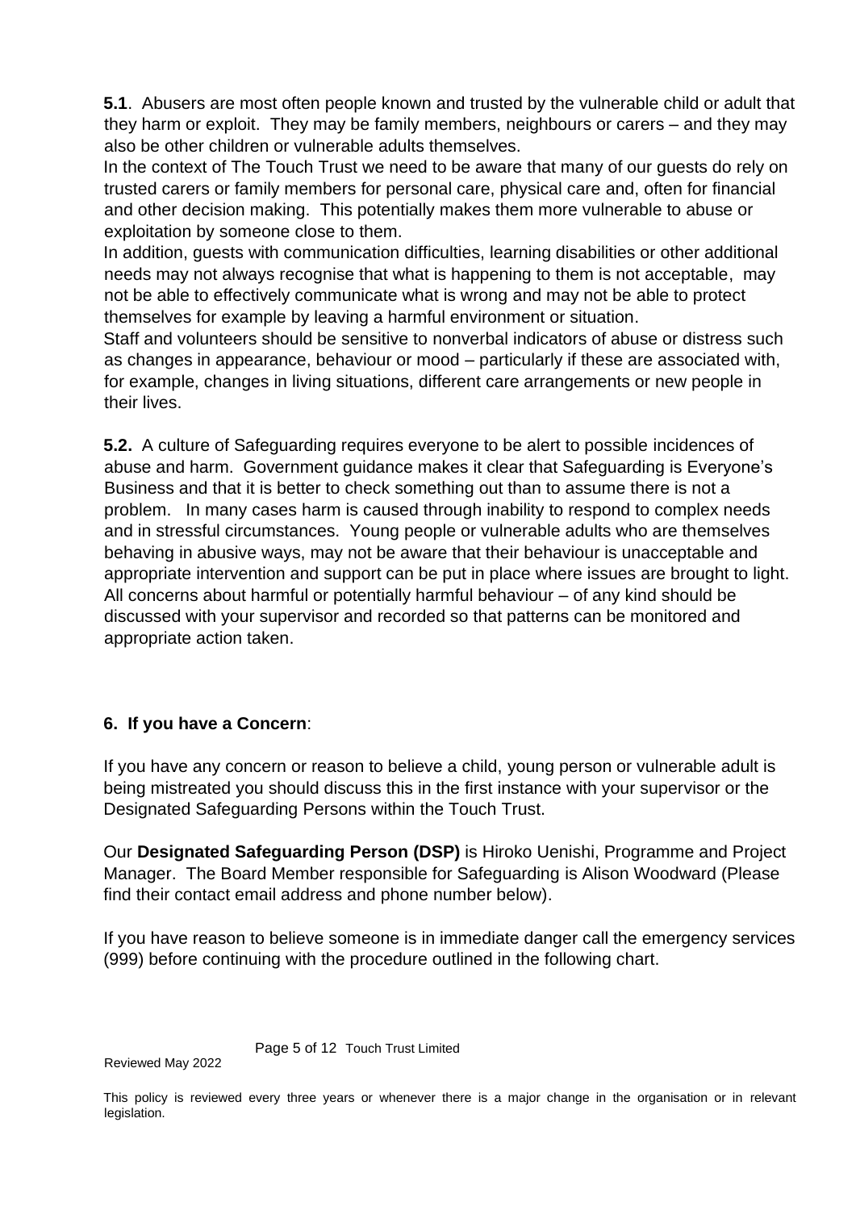**5.1**. Abusers are most often people known and trusted by the vulnerable child or adult that they harm or exploit. They may be family members, neighbours or carers – and they may also be other children or vulnerable adults themselves.

In the context of The Touch Trust we need to be aware that many of our guests do rely on trusted carers or family members for personal care, physical care and, often for financial and other decision making. This potentially makes them more vulnerable to abuse or exploitation by someone close to them.

In addition, guests with communication difficulties, learning disabilities or other additional needs may not always recognise that what is happening to them is not acceptable, may not be able to effectively communicate what is wrong and may not be able to protect themselves for example by leaving a harmful environment or situation.

Staff and volunteers should be sensitive to nonverbal indicators of abuse or distress such as changes in appearance, behaviour or mood – particularly if these are associated with, for example, changes in living situations, different care arrangements or new people in their lives.

**5.2.** A culture of Safeguarding requires everyone to be alert to possible incidences of abuse and harm. Government guidance makes it clear that Safeguarding is Everyone's Business and that it is better to check something out than to assume there is not a problem. In many cases harm is caused through inability to respond to complex needs and in stressful circumstances. Young people or vulnerable adults who are themselves behaving in abusive ways, may not be aware that their behaviour is unacceptable and appropriate intervention and support can be put in place where issues are brought to light. All concerns about harmful or potentially harmful behaviour – of any kind should be discussed with your supervisor and recorded so that patterns can be monitored and appropriate action taken.

## 6. If you have a Concern:

If you have any concern or reason to believe a child, young person or vulnerable adult is being mistreated you should discuss this in the first instance with your supervisor or the Designated Safeguarding Persons within the Touch Trust.

Our **Designated Safeguarding Person (DSP)** is Hiroko Uenishi, Programme and Project Manager. The Board Member responsible for Safeguarding is Alison Woodward (Please find their contact email address and phone number below).

If you have reason to believe someone is in immediate danger call the emergency services (999) before continuing with the procedure outlined in the following chart.

Reviewed May 2022

This policy is reviewed every three years or whenever there is a major change in the organisation or in relevant legislation.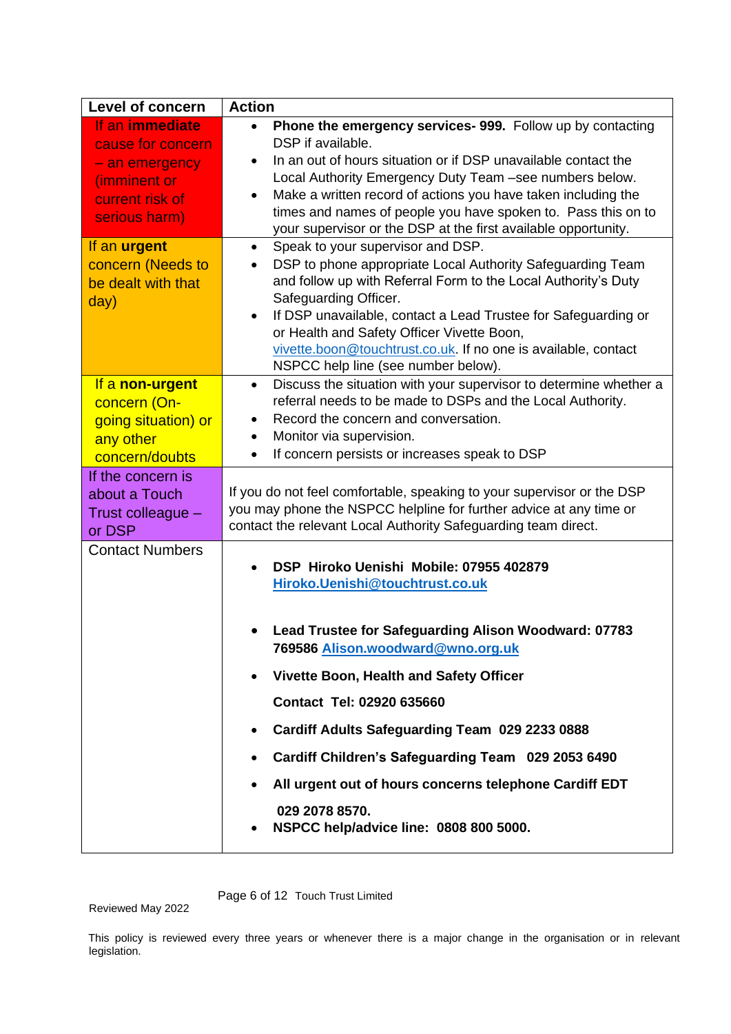| Level of concern | Action |
|---|---|
| If an **immediate** cause for concern – an emergency (imminent or current risk of serious harm) | • **Phone the emergency services- 999.** Follow up by contacting DSP if available.<br>• In an out of hours situation or if DSP unavailable contact the Local Authority Emergency Duty Team –see numbers below.<br>• Make a written record of actions you have taken including the times and names of people you have spoken to. Pass this on to your supervisor or the DSP at the first available opportunity. |
| If an **urgent** concern (Needs to be dealt with that day) | • Speak to your supervisor and DSP.<br>• DSP to phone appropriate Local Authority Safeguarding Team and follow up with Referral Form to the Local Authority's Duty Safeguarding Officer.<br>• If DSP unavailable, contact a Lead Trustee for Safeguarding or or Health and Safety Officer Vivette Boon, vivette.boon@touchtrust.co.uk. If no one is available, contact NSPCC help line (see number below). |
| If a **non-urgent** concern (On-going situation) or any other concern/doubts | • Discuss the situation with your supervisor to determine whether a referral needs to be made to DSPs and the Local Authority.<br>• Record the concern and conversation.<br>• Monitor via supervision.<br>• If concern persists or increases speak to DSP |
| If the concern is about a Touch Trust colleague – or DSP | If you do not feel comfortable, speaking to your supervisor or the DSP you may phone the NSPCC helpline for further advice at any time or contact the relevant Local Authority Safeguarding team direct. |
| Contact Numbers | • **DSP Hiroko Uenishi Mobile: 07955 402879 Hiroko.Uenishi@touchtrust.co.uk**<br>• **Lead Trustee for Safeguarding Alison Woodward: 07783 769586 Alison.woodward@wno.org.uk**<br>• **Vivette Boon, Health and Safety Officer**<br>**Contact Tel: 02920 635660**<br>• **Cardiff Adults Safeguarding Team 029 2233 0888**<br>• **Cardiff Children's Safeguarding Team 029 2053 6490**<br>• **All urgent out of hours concerns telephone Cardiff EDT 029 2078 8570.**<br>• **NSPCC help/advice line: 0808 800 5000.** |

Reviewed May 2022

This policy is reviewed every three years or whenever there is a major change in the organisation or in relevant legislation.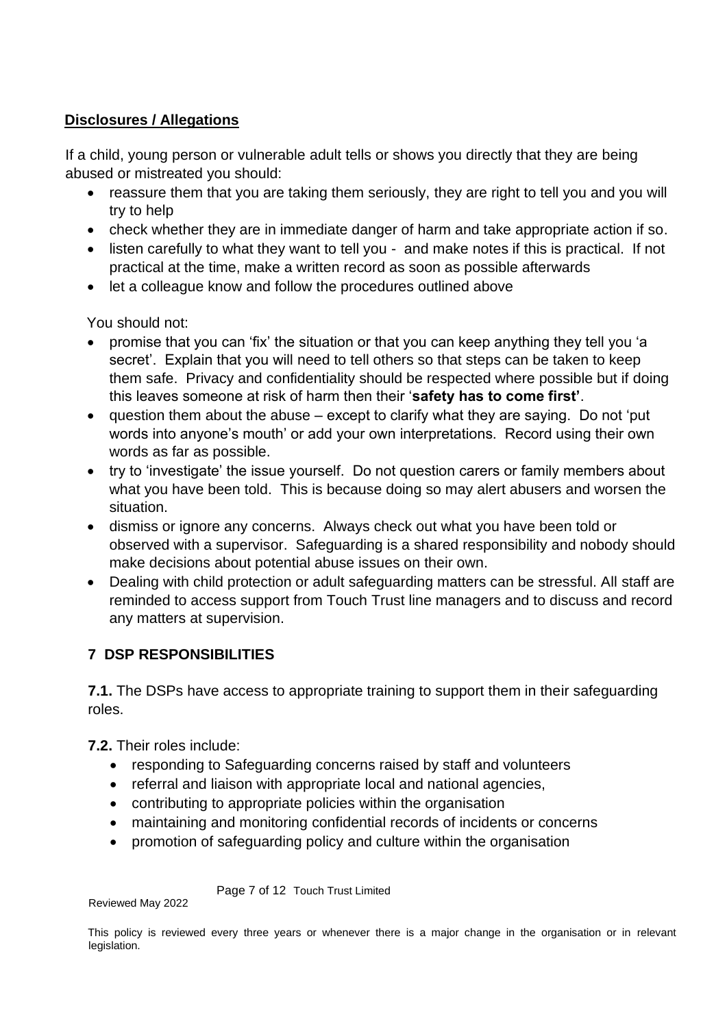## **Disclosures / Allegations**

If a child, young person or vulnerable adult tells or shows you directly that they are being abused or mistreated you should:

- reassure them that you are taking them seriously, they are right to tell you and you will try to help
- check whether they are in immediate danger of harm and take appropriate action if so.
- listen carefully to what they want to tell you - and make notes if this is practical. If not practical at the time, make a written record as soon as possible afterwards
- let a colleague know and follow the procedures outlined above

You should not:

- promise that you can 'fix' the situation or that you can keep anything they tell you 'a secret'. Explain that you will need to tell others so that steps can be taken to keep them safe. Privacy and confidentiality should be respected where possible but if doing this leaves someone at risk of harm then their '**safety has to come first'**.
- question them about the abuse – except to clarify what they are saying. Do not 'put words into anyone's mouth' or add your own interpretations. Record using their own words as far as possible.
- try to 'investigate' the issue yourself. Do not question carers or family members about what you have been told. This is because doing so may alert abusers and worsen the situation.
- dismiss or ignore any concerns. Always check out what you have been told or observed with a supervisor. Safeguarding is a shared responsibility and nobody should make decisions about potential abuse issues on their own.
- Dealing with child protection or adult safeguarding matters can be stressful. All staff are reminded to access support from Touch Trust line managers and to discuss and record any matters at supervision.

## 7 DSP RESPONSIBILITIES

**7.1.** The DSPs have access to appropriate training to support them in their safeguarding roles.

**7.2.** Their roles include:

- responding to Safeguarding concerns raised by staff and volunteers
- referral and liaison with appropriate local and national agencies,
- contributing to appropriate policies within the organisation
- maintaining and monitoring confidential records of incidents or concerns
- promotion of safeguarding policy and culture within the organisation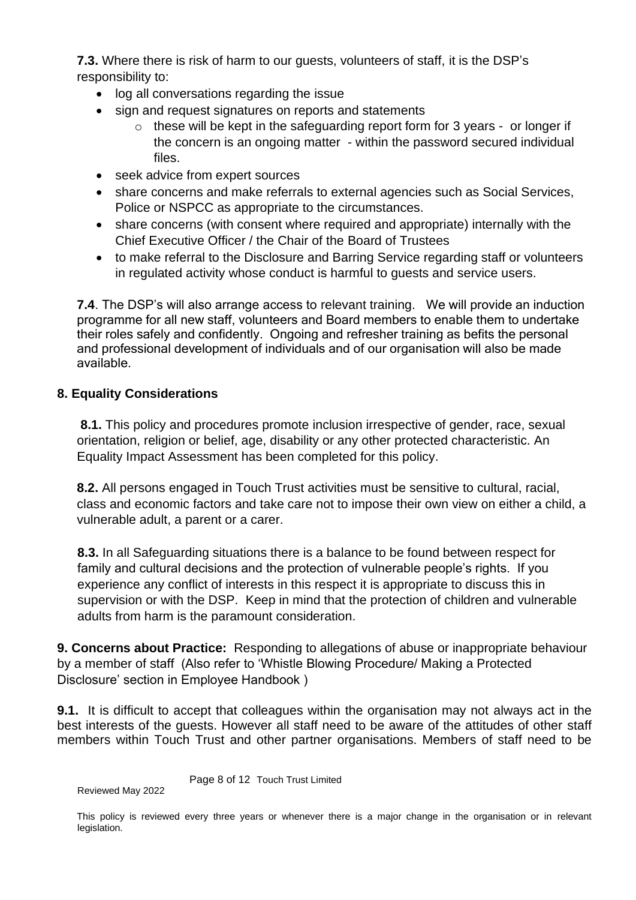**7.3.** Where there is risk of harm to our guests, volunteers of staff, it is the DSP's responsibility to:

- log all conversations regarding the issue
- sign and request signatures on reports and statements
  - these will be kept in the safeguarding report form for 3 years - or longer if the concern is an ongoing matter - within the password secured individual files.
- seek advice from expert sources
- share concerns and make referrals to external agencies such as Social Services, Police or NSPCC as appropriate to the circumstances.
- share concerns (with consent where required and appropriate) internally with the Chief Executive Officer / the Chair of the Board of Trustees
- to make referral to the Disclosure and Barring Service regarding staff or volunteers in regulated activity whose conduct is harmful to guests and service users.

**7.4**. The DSP's will also arrange access to relevant training. We will provide an induction programme for all new staff, volunteers and Board members to enable them to undertake their roles safely and confidently. Ongoing and refresher training as befits the personal and professional development of individuals and of our organisation will also be made available.

## 8. Equality Considerations

**8.1.** This policy and procedures promote inclusion irrespective of gender, race, sexual orientation, religion or belief, age, disability or any other protected characteristic. An Equality Impact Assessment has been completed for this policy.

**8.2.** All persons engaged in Touch Trust activities must be sensitive to cultural, racial, class and economic factors and take care not to impose their own view on either a child, a vulnerable adult, a parent or a carer.

**8.3.** In all Safeguarding situations there is a balance to be found between respect for family and cultural decisions and the protection of vulnerable people's rights. If you experience any conflict of interests in this respect it is appropriate to discuss this in supervision or with the DSP. Keep in mind that the protection of children and vulnerable adults from harm is the paramount consideration.

**9. Concerns about Practice:** Responding to allegations of abuse or inappropriate behaviour by a member of staff (Also refer to 'Whistle Blowing Procedure/ Making a Protected Disclosure' section in Employee Handbook )

**9.1.** It is difficult to accept that colleagues within the organisation may not always act in the best interests of the guests. However all staff need to be aware of the attitudes of other staff members within Touch Trust and other partner organisations. Members of staff need to be

Reviewed May 2022

This policy is reviewed every three years or whenever there is a major change in the organisation or in relevant legislation.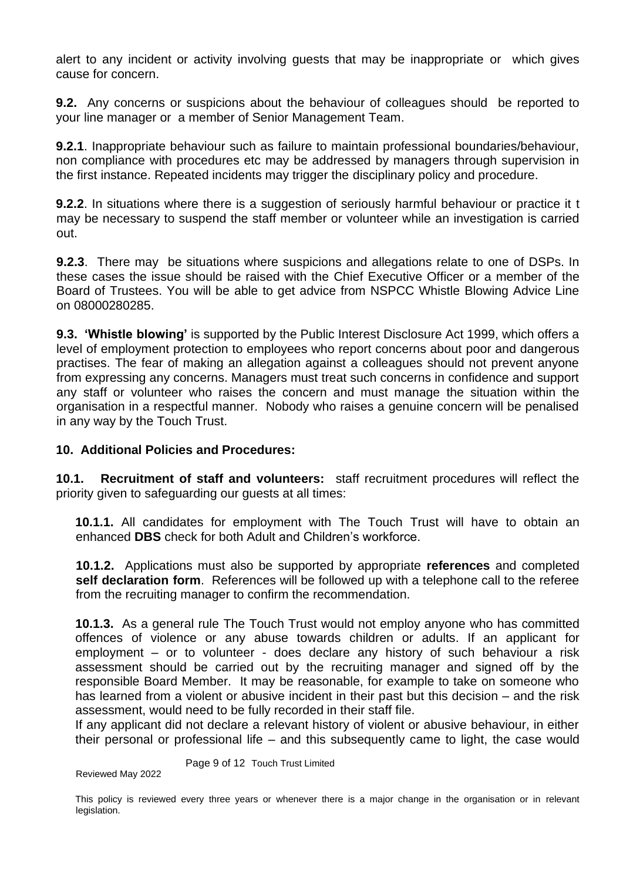alert to any incident or activity involving guests that may be inappropriate or which gives cause for concern.

**9.2.** Any concerns or suspicions about the behaviour of colleagues should be reported to your line manager or a member of Senior Management Team.

**9.2.1**. Inappropriate behaviour such as failure to maintain professional boundaries/behaviour, non compliance with procedures etc may be addressed by managers through supervision in the first instance. Repeated incidents may trigger the disciplinary policy and procedure.

**9.2.2**. In situations where there is a suggestion of seriously harmful behaviour or practice it t may be necessary to suspend the staff member or volunteer while an investigation is carried out.

**9.2.3**. There may be situations where suspicions and allegations relate to one of DSPs. In these cases the issue should be raised with the Chief Executive Officer or a member of the Board of Trustees. You will be able to get advice from NSPCC Whistle Blowing Advice Line on 08000280285.

**9.3. 'Whistle blowing'** is supported by the Public Interest Disclosure Act 1999, which offers a level of employment protection to employees who report concerns about poor and dangerous practises. The fear of making an allegation against a colleagues should not prevent anyone from expressing any concerns. Managers must treat such concerns in confidence and support any staff or volunteer who raises the concern and must manage the situation within the organisation in a respectful manner. Nobody who raises a genuine concern will be penalised in any way by the Touch Trust.

## 10. Additional Policies and Procedures:

**10.1. Recruitment of staff and volunteers:** staff recruitment procedures will reflect the priority given to safeguarding our guests at all times:

**10.1.1.** All candidates for employment with The Touch Trust will have to obtain an enhanced **DBS** check for both Adult and Children's workforce.

**10.1.2.** Applications must also be supported by appropriate **references** and completed **self declaration form**. References will be followed up with a telephone call to the referee from the recruiting manager to confirm the recommendation.

**10.1.3.** As a general rule The Touch Trust would not employ anyone who has committed offences of violence or any abuse towards children or adults. If an applicant for employment – or to volunteer - does declare any history of such behaviour a risk assessment should be carried out by the recruiting manager and signed off by the responsible Board Member. It may be reasonable, for example to take on someone who has learned from a violent or abusive incident in their past but this decision – and the risk assessment, would need to be fully recorded in their staff file.

If any applicant did not declare a relevant history of violent or abusive behaviour, in either their personal or professional life – and this subsequently came to light, the case would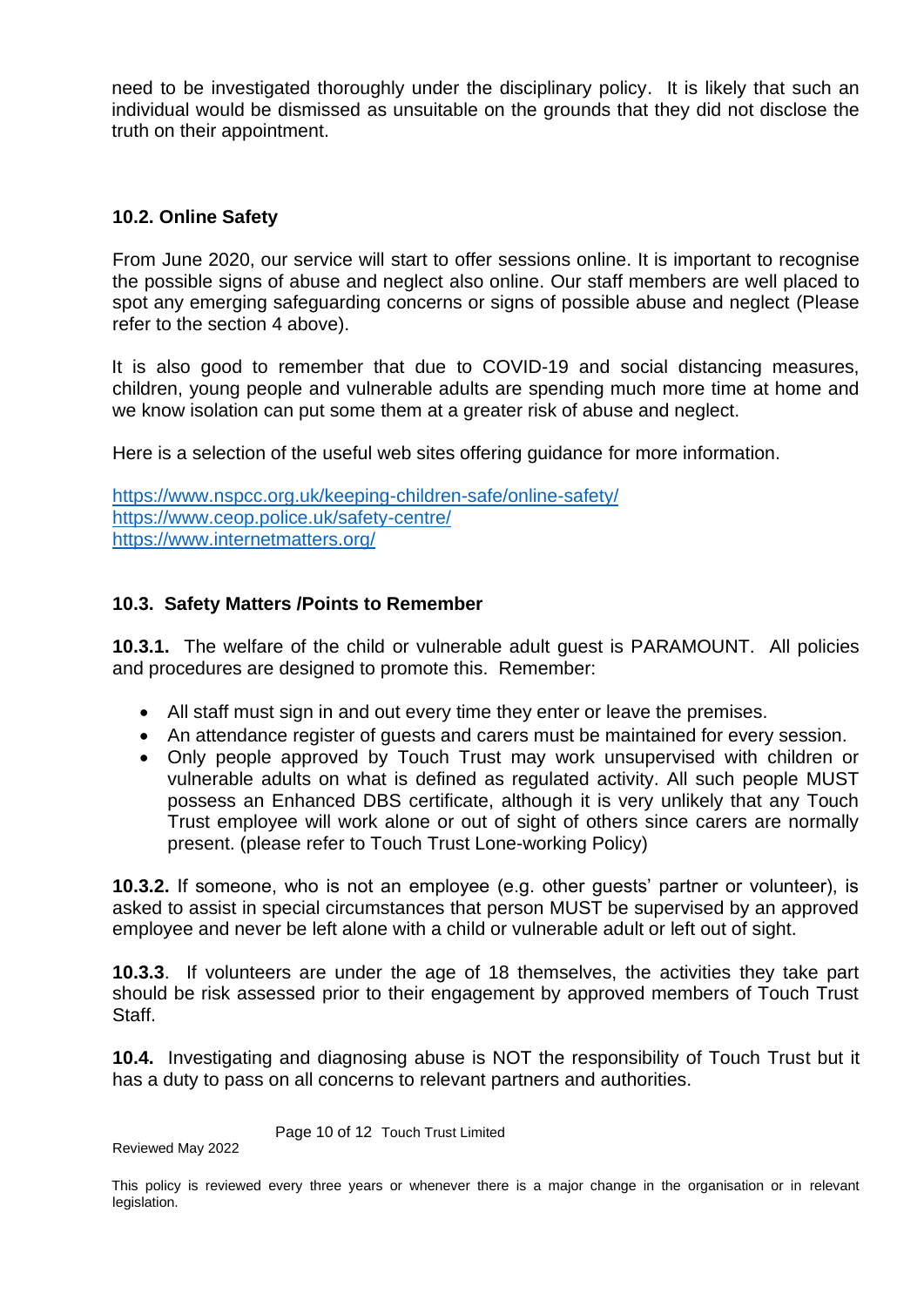need to be investigated thoroughly under the disciplinary policy. It is likely that such an individual would be dismissed as unsuitable on the grounds that they did not disclose the truth on their appointment.

### 10.2. Online Safety

From June 2020, our service will start to offer sessions online. It is important to recognise the possible signs of abuse and neglect also online. Our staff members are well placed to spot any emerging safeguarding concerns or signs of possible abuse and neglect (Please refer to the section 4 above).

It is also good to remember that due to COVID-19 and social distancing measures, children, young people and vulnerable adults are spending much more time at home and we know isolation can put some them at a greater risk of abuse and neglect.

Here is a selection of the useful web sites offering guidance for more information.

https://www.nspcc.org.uk/keeping-children-safe/online-safety/
https://www.ceop.police.uk/safety-centre/
https://www.internetmatters.org/

### 10.3. Safety Matters /Points to Remember

**10.3.1.** The welfare of the child or vulnerable adult guest is PARAMOUNT. All policies and procedures are designed to promote this. Remember:

- All staff must sign in and out every time they enter or leave the premises.
- An attendance register of guests and carers must be maintained for every session.
- Only people approved by Touch Trust may work unsupervised with children or vulnerable adults on what is defined as regulated activity. All such people MUST possess an Enhanced DBS certificate, although it is very unlikely that any Touch Trust employee will work alone or out of sight of others since carers are normally present. (please refer to Touch Trust Lone-working Policy)

**10.3.2.** If someone, who is not an employee (e.g. other guests' partner or volunteer), is asked to assist in special circumstances that person MUST be supervised by an approved employee and never be left alone with a child or vulnerable adult or left out of sight.

**10.3.3**. If volunteers are under the age of 18 themselves, the activities they take part should be risk assessed prior to their engagement by approved members of Touch Trust Staff.

**10.4.** Investigating and diagnosing abuse is NOT the responsibility of Touch Trust but it has a duty to pass on all concerns to relevant partners and authorities.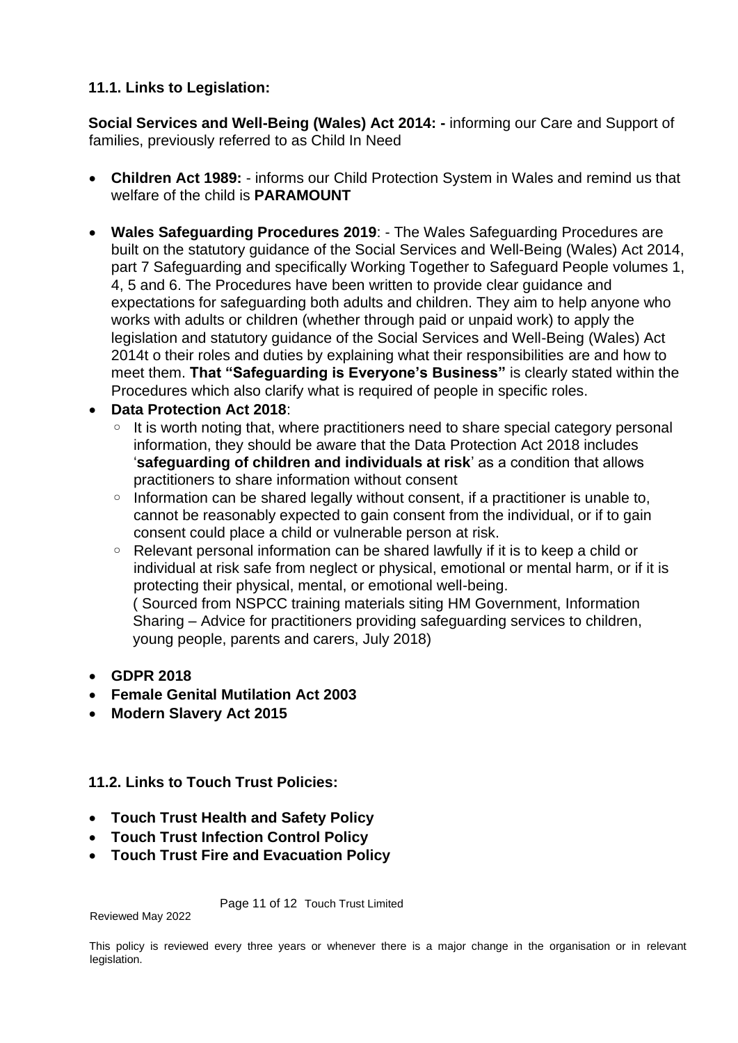### 11.1. Links to Legislation:

**Social Services and Well-Being (Wales) Act 2014: -** informing our Care and Support of families, previously referred to as Child In Need

- **Children Act 1989:** - informs our Child Protection System in Wales and remind us that welfare of the child is **PARAMOUNT**
- **Wales Safeguarding Procedures 2019**: - The Wales Safeguarding Procedures are built on the statutory guidance of the Social Services and Well-Being (Wales) Act 2014, part 7 Safeguarding and specifically Working Together to Safeguard People volumes 1, 4, 5 and 6. The Procedures have been written to provide clear guidance and expectations for safeguarding both adults and children. They aim to help anyone who works with adults or children (whether through paid or unpaid work) to apply the legislation and statutory guidance of the Social Services and Well-Being (Wales) Act 2014t o their roles and duties by explaining what their responsibilities are and how to meet them. **That "Safeguarding is Everyone's Business"** is clearly stated within the Procedures which also clarify what is required of people in specific roles.
- **Data Protection Act 2018**:
  - It is worth noting that, where practitioners need to share special category personal information, they should be aware that the Data Protection Act 2018 includes '**safeguarding of children and individuals at risk**' as a condition that allows practitioners to share information without consent
  - Information can be shared legally without consent, if a practitioner is unable to, cannot be reasonably expected to gain consent from the individual, or if to gain consent could place a child or vulnerable person at risk.
  - Relevant personal information can be shared lawfully if it is to keep a child or individual at risk safe from neglect or physical, emotional or mental harm, or if it is protecting their physical, mental, or emotional well-being.
    ( Sourced from NSPCC training materials siting HM Government, Information Sharing – Advice for practitioners providing safeguarding services to children, young people, parents and carers, July 2018)
- **GDPR 2018**
- **Female Genital Mutilation Act 2003**
- **Modern Slavery Act 2015**

### 11.2. Links to Touch Trust Policies:

- **Touch Trust Health and Safety Policy**
- **Touch Trust Infection Control Policy**
- **Touch Trust Fire and Evacuation Policy**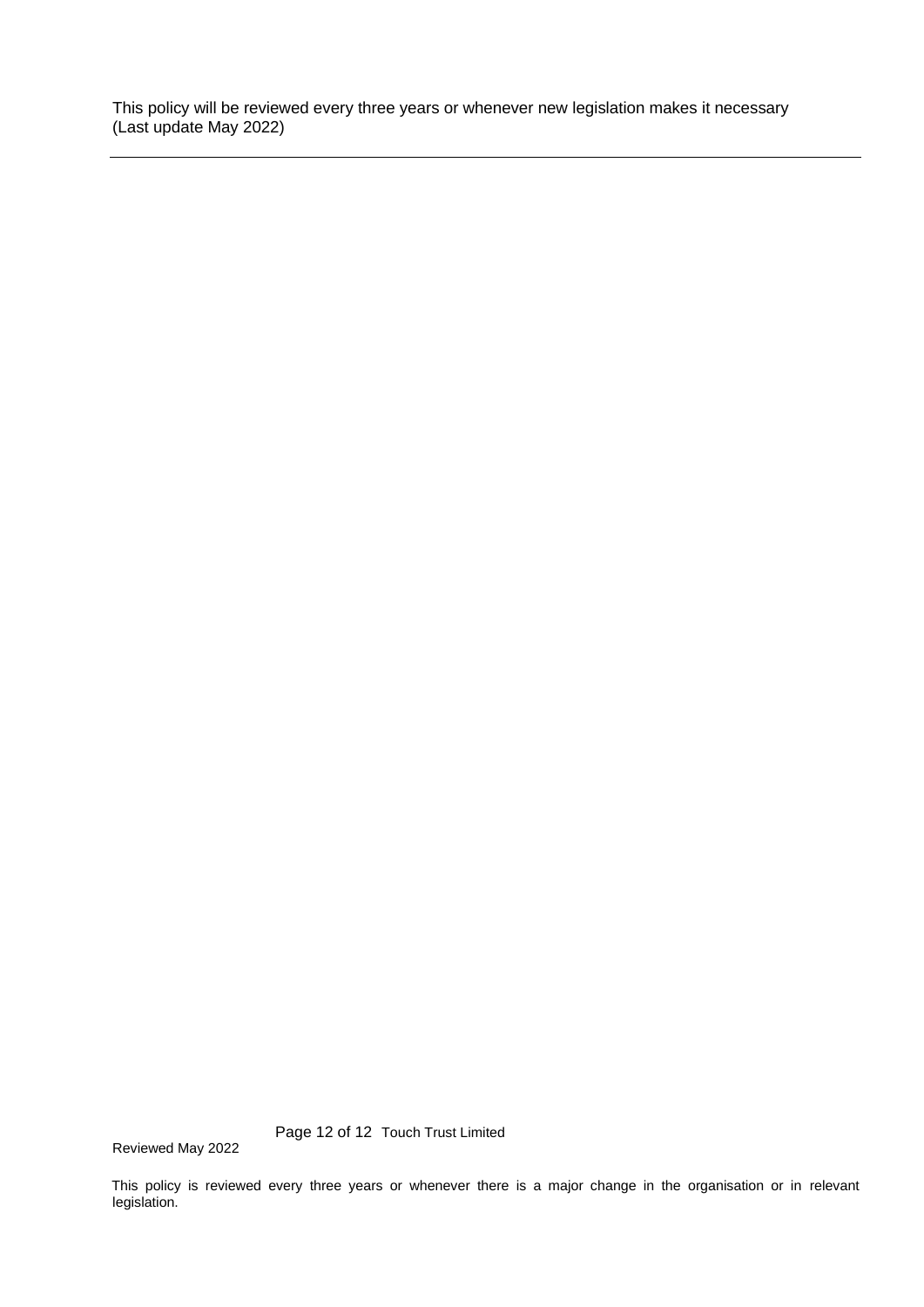This policy will be reviewed every three years or whenever new legislation makes it necessary (Last update May 2022)

---